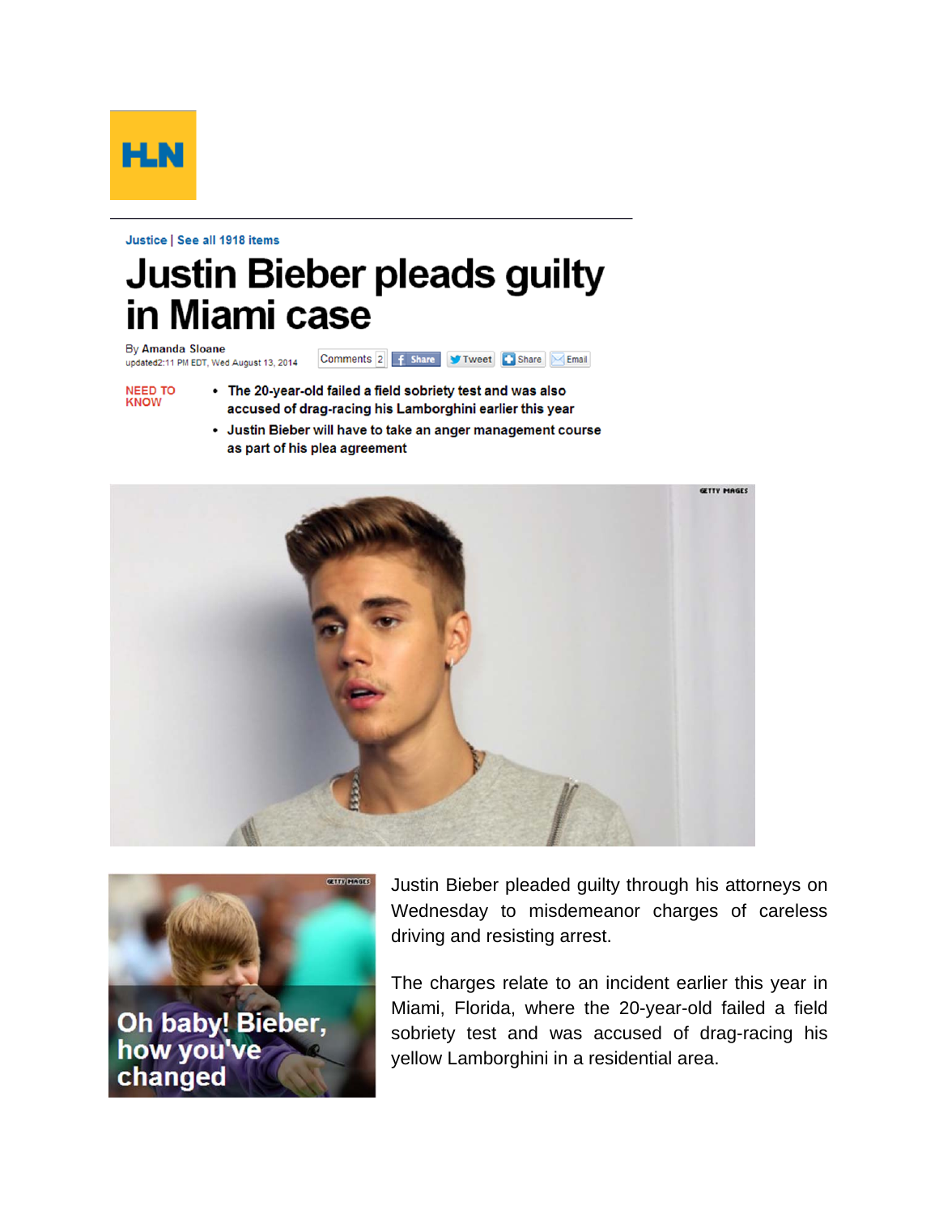HLN

Justice | See all 1918 items

# Justice Bieber pleads guilty in Miami case

By Amanda Sloane
updated2:11 PM EDT, Wed August 13, 2014

Comments 2 Share Tweet Share Email

**NEED TO KNOW**

- The 20-year-old failed a field sobriety test and was also accused of drag-racing his Lamborghini earlier this year
- Justin Bieber will have to take an anger management course as part of his plea agreement

GETTY IMAGES

GETTY IMAGES

Oh baby! Bieber, how you've changed

Justin Bieber pleaded guilty through his attorneys on Wednesday to misdemeanor charges of careless driving and resisting arrest.

The charges relate to an incident earlier this year in Miami, Florida, where the 20-year-old failed a field sobriety test and was accused of drag-racing his yellow Lamborghini in a residential area.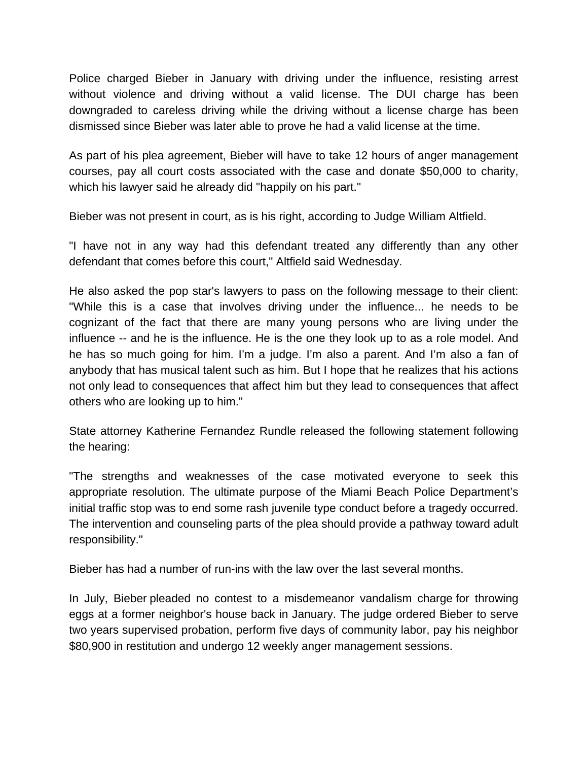Police charged Bieber in January with driving under the influence, resisting arrest without violence and driving without a valid license. The DUI charge has been downgraded to careless driving while the driving without a license charge has been dismissed since Bieber was later able to prove he had a valid license at the time.

As part of his plea agreement, Bieber will have to take 12 hours of anger management courses, pay all court costs associated with the case and donate $50,000 to charity, which his lawyer said he already did "happily on his part."

Bieber was not present in court, as is his right, according to Judge William Altfield.

"I have not in any way had this defendant treated any differently than any other defendant that comes before this court," Altfield said Wednesday.

He also asked the pop star's lawyers to pass on the following message to their client: "While this is a case that involves driving under the influence... he needs to be cognizant of the fact that there are many young persons who are living under the influence -- and he is the influence. He is the one they look up to as a role model. And he has so much going for him. I'm a judge. I'm also a parent. And I'm also a fan of anybody that has musical talent such as him. But I hope that he realizes that his actions not only lead to consequences that affect him but they lead to consequences that affect others who are looking up to him."

State attorney Katherine Fernandez Rundle released the following statement following the hearing:

"The strengths and weaknesses of the case motivated everyone to seek this appropriate resolution. The ultimate purpose of the Miami Beach Police Department's initial traffic stop was to end some rash juvenile type conduct before a tragedy occurred. The intervention and counseling parts of the plea should provide a pathway toward adult responsibility."

Bieber has had a number of run-ins with the law over the last several months.

In July, Bieber pleaded no contest to a misdemeanor vandalism charge for throwing eggs at a former neighbor's house back in January. The judge ordered Bieber to serve two years supervised probation, perform five days of community labor, pay his neighbor $80,900 in restitution and undergo 12 weekly anger management sessions.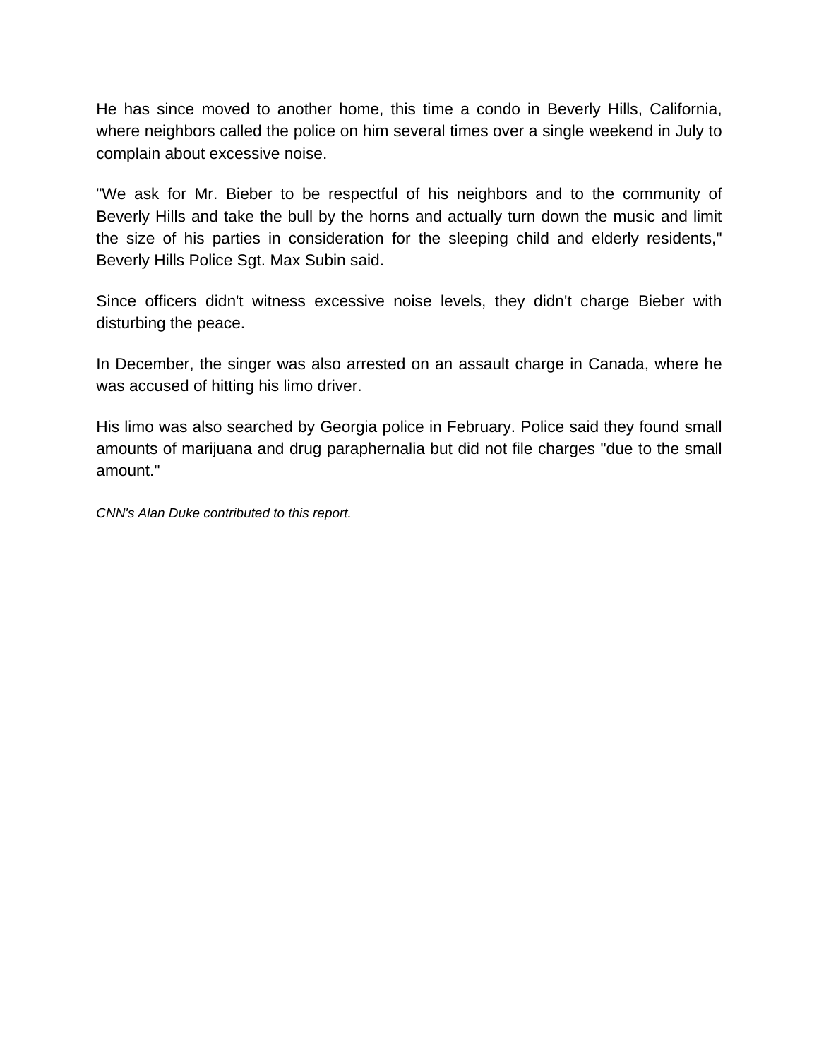He has since moved to another home, this time a condo in Beverly Hills, California, where neighbors called the police on him several times over a single weekend in July to complain about excessive noise.

"We ask for Mr. Bieber to be respectful of his neighbors and to the community of Beverly Hills and take the bull by the horns and actually turn down the music and limit the size of his parties in consideration for the sleeping child and elderly residents," Beverly Hills Police Sgt. Max Subin said.

Since officers didn't witness excessive noise levels, they didn't charge Bieber with disturbing the peace.

In December, the singer was also arrested on an assault charge in Canada, where he was accused of hitting his limo driver.

His limo was also searched by Georgia police in February. Police said they found small amounts of marijuana and drug paraphernalia but did not file charges "due to the small amount."

*CNN's Alan Duke contributed to this report.*